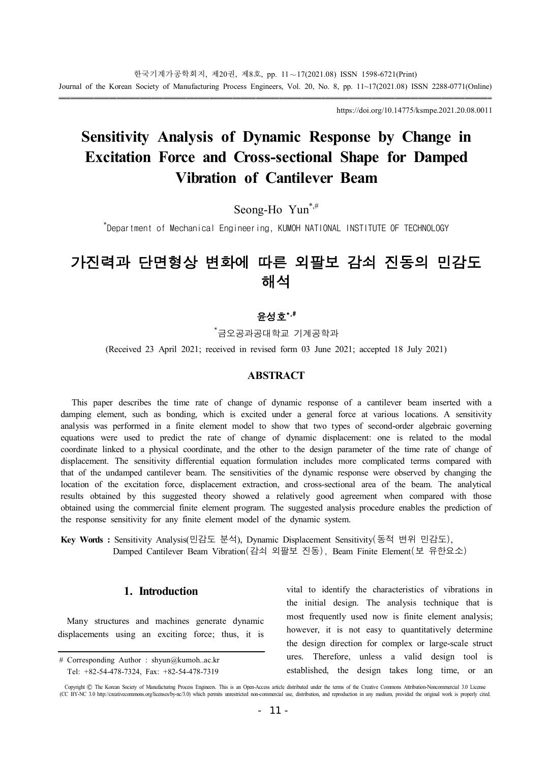https://doi.org/10.14775/ksmpe.2021.20.08.0011

# Sensitivity Analysis of Dynamic Response by Change in Excitation Force and Cross-sectional Shape for Damped Vibration of Cantilever Beam

Seong-Ho Yun[*,#]

[*]Department of Mechanical Engineering, KUMOH NATIONAL INSTITUTE OF TECHNOLOGY

# 가진력과 단면형상 변화에 따른 외팔보 감쇠 진동의 민감도 해석

**윤성호[*,#]**

[*]금오공과공대학교 기계공학과

(Received 23 April 2021; received in revised form 03 June 2021; accepted 18 July 2021)

## ABSTRACT

This paper describes the time rate of change of dynamic response of a cantilever beam inserted with a damping element, such as bonding, which is excited under a general force at various locations. A sensitivity analysis was performed in a finite element model to show that two types of second-order algebraic governing equations were used to predict the rate of change of dynamic displacement: one is related to the modal coordinate linked to a physical coordinate, and the other to the design parameter of the time rate of change of displacement. The sensitivity differential equation formulation includes more complicated terms compared with that of the undamped cantilever beam. The sensitivities of the dynamic response were observed by changing the location of the excitation force, displacement extraction, and cross-sectional area of the beam. The analytical results obtained by this suggested theory showed a relatively good agreement when compared with those obtained using the commercial finite element program. The suggested analysis procedure enables the prediction of the response sensitivity for any finite element model of the dynamic system.

**Key Words :** Sensitivity Analysis(민감도 분석), Dynamic Displacement Sensitivity(동적 변위 민감도), Damped Cantilever Beam Vibration(감쇠 외팔보 진동), Beam Finite Element(보 유한요소)

## 1. Introduction

Many structures and machines generate dynamic displacements using an exciting force; thus, it is vital to identify the characteristics of vibrations in the initial design. The analysis technique that is most frequently used now is finite element analysis; however, it is not easy to quantitatively determine the design direction for complex or large-scale structures. Therefore, unless a valid design tool is established, the design takes long time, or an

# Corresponding Author : shyun@kumoh..ac.kr
Tel: +82-54-478-7324, Fax: +82-54-478-7319

Copyright © The Korean Society of Manufacturing Process Engineers. This is an Open-Access article distributed under the terms of the Creative Commons Attribution-Noncommercial 3.0 License (CC BY-NC 3.0 http://creativecommons.org/licenses/by-nc/3.0) which permits unrestricted non-commercial use, distribution, and reproduction in any medium, provided the original work is properly cited.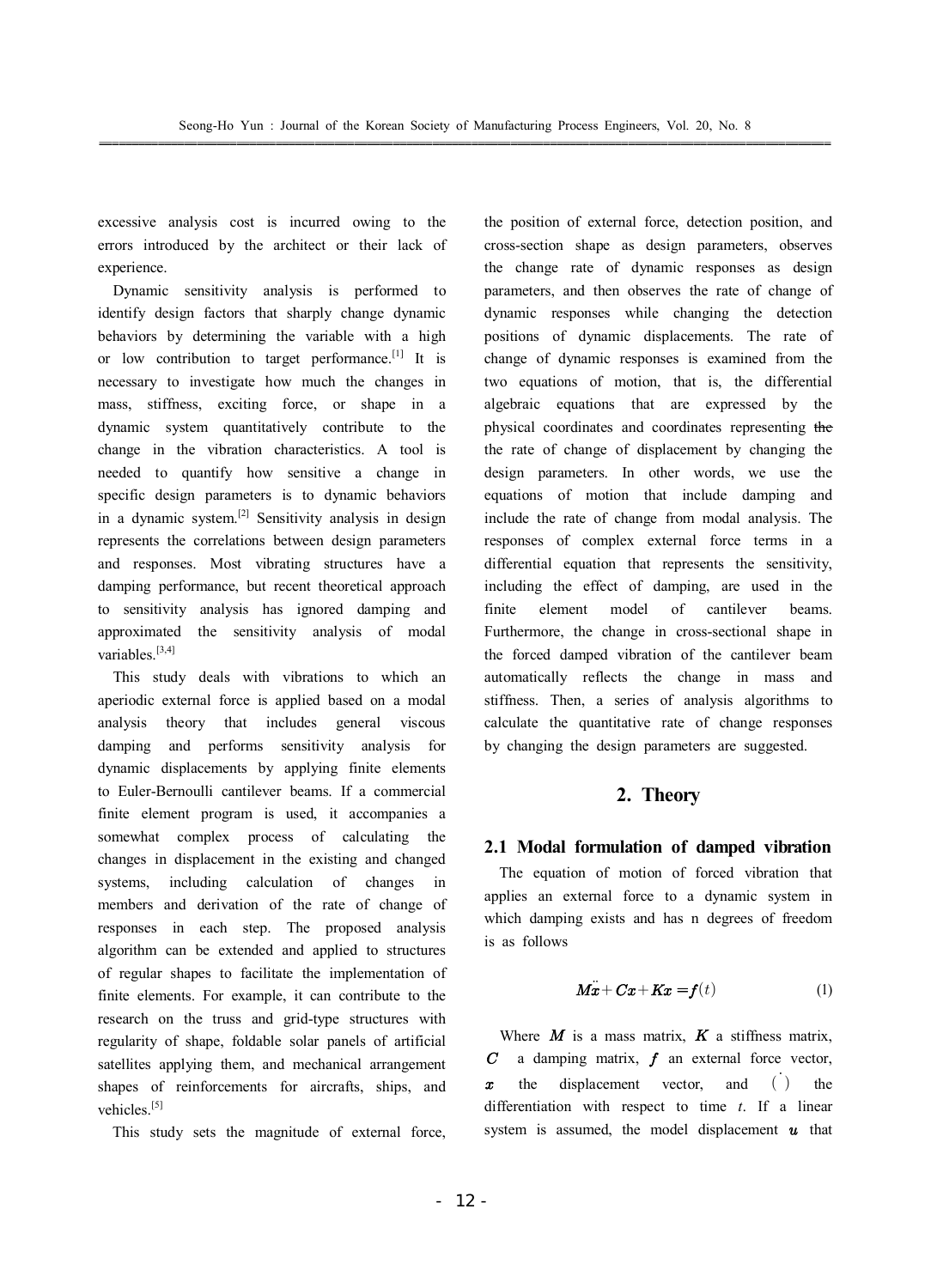excessive analysis cost is incurred owing to the errors introduced by the architect or their lack of experience.

Dynamic sensitivity analysis is performed to identify design factors that sharply change dynamic behaviors by determining the variable with a high or low contribution to target performance.[1] It is necessary to investigate how much the changes in mass, stiffness, exciting force, or shape in a dynamic system quantitatively contribute to the change in the vibration characteristics. A tool is needed to quantify how sensitive a change in specific design parameters is to dynamic behaviors in a dynamic system.[2] Sensitivity analysis in design represents the correlations between design parameters and responses. Most vibrating structures have a damping performance, but recent theoretical approach to sensitivity analysis has ignored damping and approximated the sensitivity analysis of modal variables.[3,4]

This study deals with vibrations to which an aperiodic external force is applied based on a modal analysis theory that includes general viscous damping and performs sensitivity analysis for dynamic displacements by applying finite elements to Euler-Bernoulli cantilever beams. If a commercial finite element program is used, it accompanies a somewhat complex process of calculating the changes in displacement in the existing and changed systems, including calculation of changes in members and derivation of the rate of change of responses in each step. The proposed analysis algorithm can be extended and applied to structures of regular shapes to facilitate the implementation of finite elements. For example, it can contribute to the research on the truss and grid-type structures with regularity of shape, foldable solar panels of artificial satellites applying them, and mechanical arrangement shapes of reinforcements for aircrafts, ships, and vehicles.[5]

This study sets the magnitude of external force, the position of external force, detection position, and cross-section shape as design parameters, observes the change rate of dynamic responses as design parameters, and then observes the rate of change of dynamic responses while changing the detection positions of dynamic displacements. The rate of change of dynamic responses is examined from the two equations of motion, that is, the differential algebraic equations that are expressed by the physical coordinates and coordinates representing ~~the~~ the rate of change of displacement by changing the design parameters. In other words, we use the equations of motion that include damping and include the rate of change from modal analysis. The responses of complex external force terms in a differential equation that represents the sensitivity, including the effect of damping, are used in the finite element model of cantilever beams. Furthermore, the change in cross-sectional shape in the forced damped vibration of the cantilever beam automatically reflects the change in mass and stiffness. Then, a series of analysis algorithms to calculate the quantitative rate of change responses by changing the design parameters are suggested.

## 2. Theory

### 2.1 Modal formulation of damped vibration

The equation of motion of forced vibration that applies an external force to a dynamic system in which damping exists and has n degrees of freedom is as follows

$$\boldsymbol{M}\ddot{\boldsymbol{x}} + \boldsymbol{C}\dot{\boldsymbol{x}} + \boldsymbol{K}\boldsymbol{x} = \boldsymbol{f}(t) \tag{1}$$

Where $\boldsymbol{M}$ is a mass matrix, $\boldsymbol{K}$ a stiffness matrix, $\boldsymbol{C}$ a damping matrix, $\boldsymbol{f}$ an external force vector, $\boldsymbol{x}$ the displacement vector, and $(\dot{\ })$ the differentiation with respect to time $t$. If a linear system is assumed, the model displacement $\boldsymbol{u}$ that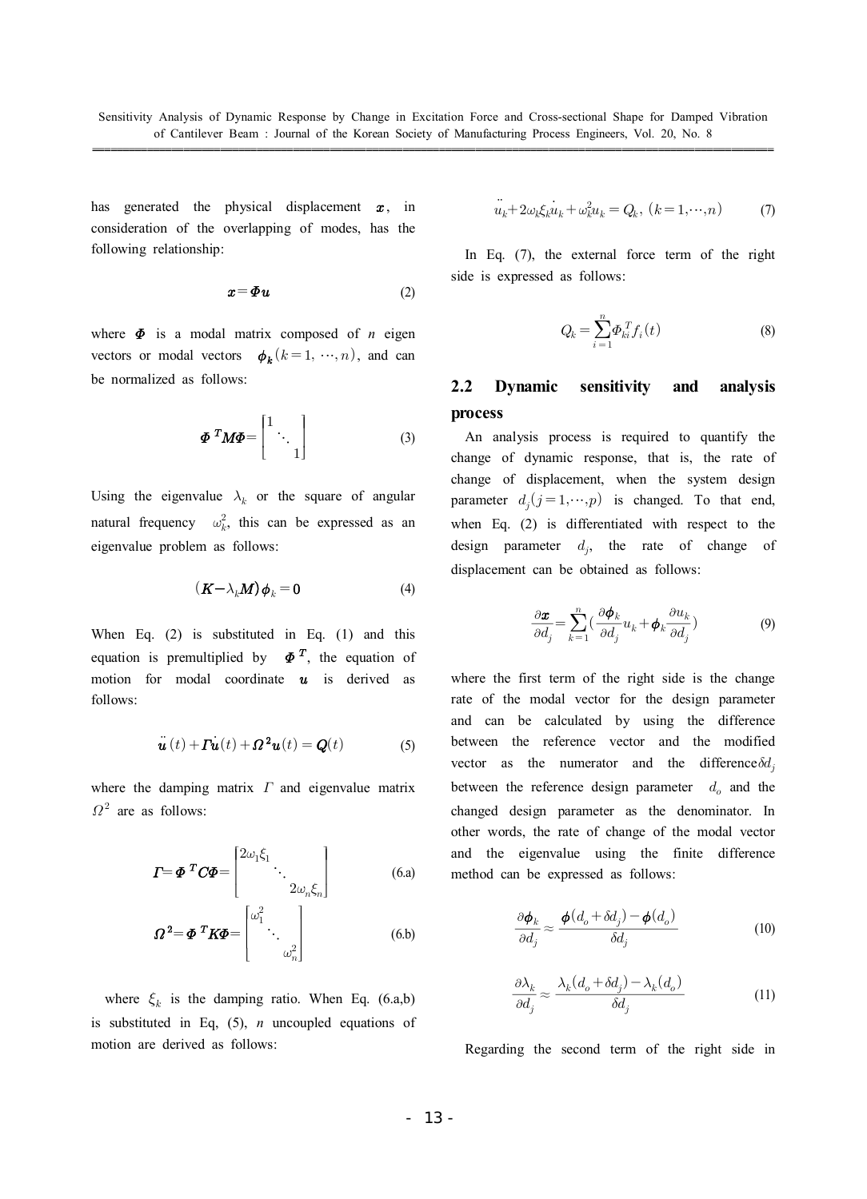has generated the physical displacement $\boldsymbol{x}$, in consideration of the overlapping of modes, has the following relationship:

$$\boldsymbol{x} = \boldsymbol{\Phi}\boldsymbol{u} \tag{2}$$

where $\boldsymbol{\Phi}$ is a modal matrix composed of $n$ eigen vectors or modal vectors $\boldsymbol{\phi_k}(k=1,\cdots,n)$, and can be normalized as follows:

$$\boldsymbol{\Phi}^T\boldsymbol{M}\boldsymbol{\Phi} = \begin{bmatrix} 1 & & \\ & \ddots & \\ & & 1 \end{bmatrix} \tag{3}$$

Using the eigenvalue $\lambda_k$ or the square of angular natural frequency $\omega_k^2$, this can be expressed as an eigenvalue problem as follows:

$$(\boldsymbol{K} - \lambda_k \boldsymbol{M})\boldsymbol{\phi}_k = 0 \tag{4}$$

When Eq. (2) is substituted in Eq. (1) and this equation is premultiplied by $\boldsymbol{\Phi}^T$, the equation of motion for modal coordinate $\boldsymbol{u}$ is derived as follows:

$$\ddot{\boldsymbol{u}}(t) + \boldsymbol{\Gamma}\dot{\boldsymbol{u}}(t) + \boldsymbol{\Omega}^2\boldsymbol{u}(t) = \boldsymbol{Q}(t) \tag{5}$$

where the damping matrix $\Gamma$ and eigenvalue matrix $\Omega^2$ are as follows:

$$\boldsymbol{\Gamma} = \boldsymbol{\Phi}^T\boldsymbol{C}\boldsymbol{\Phi} = \begin{bmatrix} 2\omega_1\xi_1 & & \\ & \ddots & \\ & & 2\omega_n\xi_n \end{bmatrix} \tag{6.a}$$

$$\boldsymbol{\Omega}^2 = \boldsymbol{\Phi}^T\boldsymbol{K}\boldsymbol{\Phi} = \begin{bmatrix} \omega_1^2 & & \\ & \ddots & \\ & & \omega_n^2 \end{bmatrix} \tag{6.b}$$

where $\xi_k$ is the damping ratio. When Eq. (6.a,b) is substituted in Eq, (5), $n$ uncoupled equations of motion are derived as follows:

$$\ddot{u}_k + 2\omega_k\xi_k\dot{u}_k + \omega_k^2 u_k = Q_k,\ (k=1,\cdots,n) \tag{7}$$

In Eq. (7), the external force term of the right side is expressed as follows:

$$Q_k = \sum_{i=1}^{n} \Phi_{ki}^T f_i(t) \tag{8}$$

## 2.2 Dynamic sensitivity and analysis process

An analysis process is required to quantify the change of dynamic response, that is, the rate of change of displacement, when the system design parameter $d_j(j=1,\cdots,p)$ is changed. To that end, when Eq. (2) is differentiated with respect to the design parameter $d_j$, the rate of change of displacement can be obtained as follows:

$$\frac{\partial \boldsymbol{x}}{\partial d_j} = \sum_{k=1}^{n}\left(\frac{\partial \boldsymbol{\phi}_k}{\partial d_j}u_k + \boldsymbol{\phi}_k\frac{\partial u_k}{\partial d_j}\right) \tag{9}$$

where the first term of the right side is the change rate of the modal vector for the design parameter and can be calculated by using the difference between the reference vector and the modified vector as the numerator and the difference $\delta d_j$ between the reference design parameter $d_o$ and the changed design parameter as the denominator. In other words, the rate of change of the modal vector and the eigenvalue using the finite difference method can be expressed as follows:

$$\frac{\partial \boldsymbol{\phi}_k}{\partial d_j} \approx \frac{\boldsymbol{\phi}(d_o + \delta d_j) - \boldsymbol{\phi}(d_o)}{\delta d_j} \tag{10}$$

$$\frac{\partial \lambda_k}{\partial d_j} \approx \frac{\lambda_k(d_o + \delta d_j) - \lambda_k(d_o)}{\delta d_j} \tag{11}$$

Regarding the second term of the right side in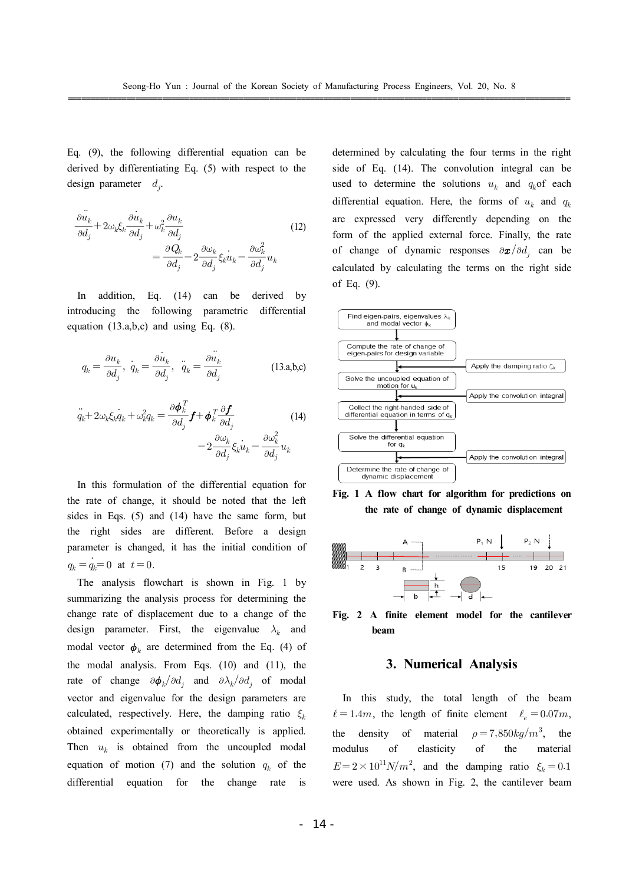Eq. (9), the following differential equation can be derived by differentiating Eq. (5) with respect to the design parameter $d_j$.

$$\frac{\partial \ddot{u}_k}{\partial d_j} + 2\omega_k \xi_k \frac{\partial \dot{u}_k}{\partial d_j} + \omega_k^2 \frac{\partial u_k}{\partial d_j} = \frac{\partial Q_k}{\partial d_j} - 2\frac{\partial \omega_k}{\partial d_j}\xi_k \dot{u}_k - \frac{\partial \omega_k^2}{\partial d_j} u_k \tag{12}$$

In addition, Eq. (14) can be derived by introducing the following parametric differential equation (13.a,b,c) and using Eq. (8).

$$q_k = \frac{\partial u_k}{\partial d_j},\ \dot{q}_k = \frac{\partial \dot{u}_k}{\partial d_j},\ \ddot{q}_k = \frac{\partial \ddot{u}_k}{\partial d_j} \tag{13.a,b,c}$$

$$\ddot{q}_k + 2\omega_k \xi_k \dot{q}_k + \omega_k^2 q_k = \frac{\partial \boldsymbol{\phi}_k^T}{\partial d_j}\boldsymbol{f} + \boldsymbol{\phi}_k^T \frac{\partial \boldsymbol{f}}{\partial d_j} - 2\frac{\partial \omega_k}{\partial d_j}\xi_k \dot{u}_k - \frac{\partial \omega_k^2}{\partial d_j} u_k \tag{14}$$

In this formulation of the differential equation for the rate of change, it should be noted that the left sides in Eqs. (5) and (14) have the same form, but the right sides are different. Before a design parameter is changed, it has the initial condition of $q_k = \dot{q}_k = 0$ at $t = 0$.

The analysis flowchart is shown in Fig. 1 by summarizing the analysis process for determining the change rate of displacement due to a change of the design parameter. First, the eigenvalue $\lambda_k$ and modal vector $\boldsymbol{\phi}_k$ are determined from the Eq. (4) of the modal analysis. From Eqs. (10) and (11), the rate of change $\partial \boldsymbol{\phi}_k / \partial d_j$ and $\partial \lambda_k / \partial d_j$ of modal vector and eigenvalue for the design parameters are calculated, respectively. Here, the damping ratio $\xi_k$ obtained experimentally or theoretically is applied. Then $u_k$ is obtained from the uncoupled modal equation of motion (7) and the solution $q_k$ of the differential equation for the change rate is determined by calculating the four terms in the right side of Eq. (14). The convolution integral can be used to determine the solutions $u_k$ and $q_k$ of each differential equation. Here, the forms of $u_k$ and $q_k$ are expressed very differently depending on the form of the applied external force. Finally, the rate of change of dynamic responses $\partial \boldsymbol{x} / \partial d_j$ can be calculated by calculating the terms on the right side of Eq. (9).

**Fig. 1 A flow chart for algorithm for predictions on the rate of change of dynamic displacement**

**Fig. 2 A finite element model for the cantilever beam**

## 3. Numerical Analysis

In this study, the total length of the beam $\ell = 1.4m$, the length of finite element $\ell_e = 0.07m$, the density of material $\rho = 7{,}850 kg/m^3$, the modulus of elasticity of the material $E = 2 \times 10^{11} N/m^2$, and the damping ratio $\xi_k = 0.1$ were used. As shown in Fig. 2, the cantilever beam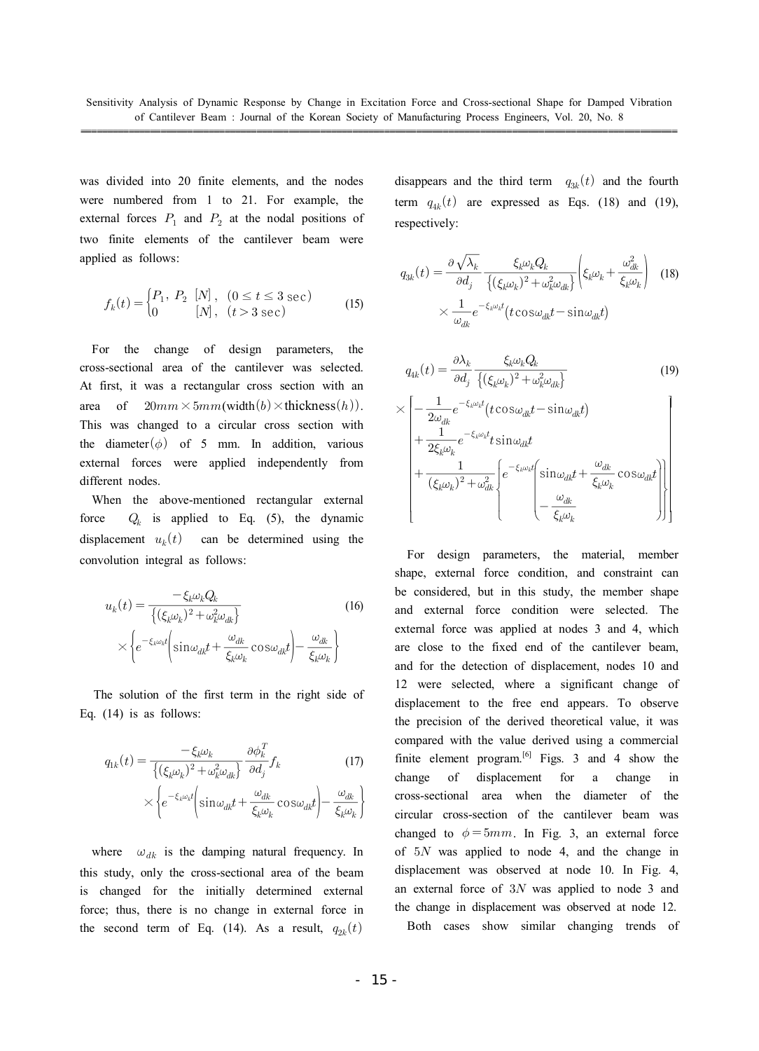was divided into 20 finite elements, and the nodes were numbered from 1 to 21. For example, the external forces $P_1$ and $P_2$ at the nodal positions of two finite elements of the cantilever beam were applied as follows:

$$f_k(t) = \begin{cases} P_1,\ P_2 & [N],\ \ (0 \le t \le 3\ \mathrm{sec}) \\ 0 & [N],\ \ (t > 3\ \mathrm{sec}) \end{cases} \tag{15}$$

For the change of design parameters, the cross-sectional area of the cantilever was selected. At first, it was a rectangular cross section with an area of $20mm \times 5mm$(width$(b)$ × thickness$(h)$). This was changed to a circular cross section with the diameter$(\phi)$ of 5 mm. In addition, various external forces were applied independently from different nodes.

When the above-mentioned rectangular external force $Q_k$ is applied to Eq. (5), the dynamic displacement $u_k(t)$ can be determined using the convolution integral as follows:

$$u_k(t) = \frac{-\xi_k\omega_k Q_k}{\{(\xi_k\omega_k)^2 + \omega_k^2\omega_{dk}\}} \times \left\{ e^{-\xi_k\omega_k t}\left(\sin\omega_{dk}t + \frac{\omega_{dk}}{\xi_k\omega_k}\cos\omega_{dk}t\right) - \frac{\omega_{dk}}{\xi_k\omega_k} \right\} \tag{16}$$

The solution of the first term in the right side of Eq. (14) is as follows:

$$q_{1k}(t) = \frac{-\xi_k\omega_k}{\{(\xi_k\omega_k)^2 + \omega_k^2\omega_{dk}\}} \frac{\partial \phi_k^T}{\partial d_j} f_k \times \left\{ e^{-\xi_k\omega_k t}\left(\sin\omega_{dk}t + \frac{\omega_{dk}}{\xi_k\omega_k}\cos\omega_{dk}t\right) - \frac{\omega_{dk}}{\xi_k\omega_k} \right\} \tag{17}$$

where $\omega_{dk}$ is the damping natural frequency. In this study, only the cross-sectional area of the beam is changed for the initially determined external force; thus, there is no change in external force in the second term of Eq. (14). As a result, $q_{2k}(t)$ disappears and the third term $q_{3k}(t)$ and the fourth term $q_{4k}(t)$ are expressed as Eqs. (18) and (19), respectively:

$$q_{3k}(t) = \frac{\partial\sqrt{\lambda_k}}{\partial d_j} \frac{\xi_k\omega_k Q_k}{\{(\xi_k\omega_k)^2 + \omega_k^2\omega_{dk}\}} \left(\xi_k\omega_k + \frac{\omega_{dk}^2}{\xi_k\omega_k}\right) \times \frac{1}{\omega_{dk}} e^{-\xi_k\omega_k t}(t\cos\omega_{dk}t - \sin\omega_{dk}t) \tag{18}$$

$$q_{4k}(t) = \frac{\partial\lambda_k}{\partial d_j} \frac{\xi_k\omega_k Q_k}{\{(\xi_k\omega_k)^2 + \omega_k^2\omega_{dk}\}} \times \left[ -\frac{1}{2\omega_{dk}} e^{-\xi_k\omega_k t}(t\cos\omega_{dk}t - \sin\omega_{dk}t) + \frac{1}{2\xi_k\omega_k} e^{-\xi_k\omega_k t} t\sin\omega_{dk}t + \frac{1}{(\xi_k\omega_k)^2 + \omega_{dk}^2} \left\{ e^{-\xi_k\omega_k t}\left(\sin\omega_{dk}t + \frac{\omega_{dk}}{\xi_k\omega_k}\cos\omega_{dk}t\right) - \frac{\omega_{dk}}{\xi_k\omega_k} \right\} \right] \tag{19}$$

For design parameters, the material, member shape, external force condition, and constraint can be considered, but in this study, the member shape and external force condition were selected. The external force was applied at nodes 3 and 4, which are close to the fixed end of the cantilever beam, and for the detection of displacement, nodes 10 and 12 were selected, where a significant change of displacement to the free end appears. To observe the precision of the derived theoretical value, it was compared with the value derived using a commercial finite element program.[6] Figs. 3 and 4 show the change of displacement for a change in cross-sectional area when the diameter of the circular cross-section of the cantilever beam was changed to $\phi = 5mm$. In Fig. 3, an external force of $5N$ was applied to node 4, and the change in displacement was observed at node 10. In Fig. 4, an external force of $3N$ was applied to node 3 and the change in displacement was observed at node 12.

Both cases show similar changing trends of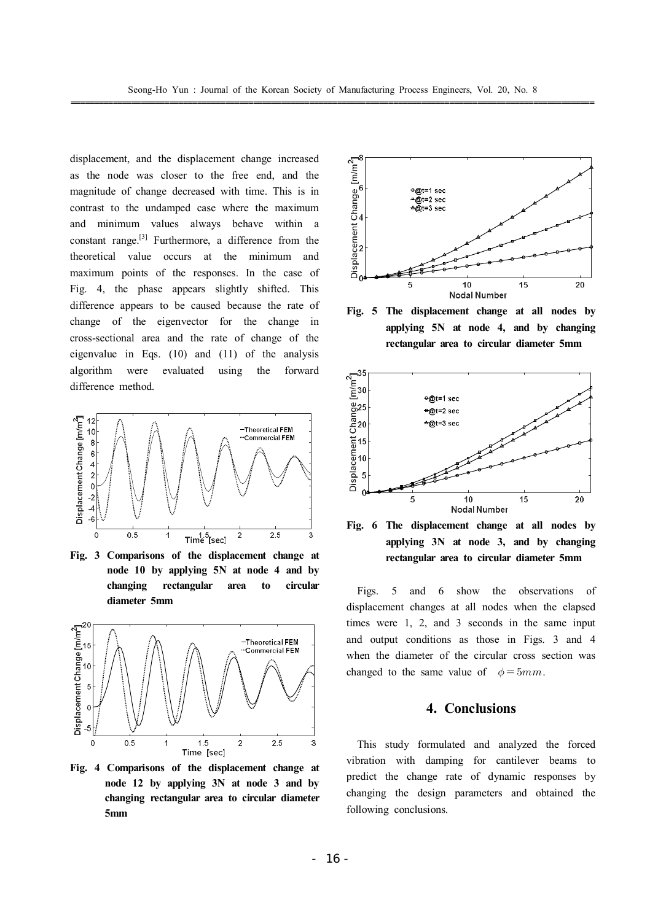displacement, and the displacement change increased as the node was closer to the free end, and the magnitude of change decreased with time. This is in contrast to the undamped case where the maximum and minimum values always behave within a constant range.[3] Furthermore, a difference from the theoretical value occurs at the minimum and maximum points of the responses. In the case of Fig. 4, the phase appears slightly shifted. This difference appears to be caused because the rate of change of the eigenvector for the change in cross-sectional area and the rate of change of the eigenvalue in Eqs. (10) and (11) of the analysis algorithm were evaluated using the forward difference method.

**Fig. 3 Comparisons of the displacement change at node 10 by applying 5N at node 4 and by changing rectangular area to circular diameter 5mm**

**Fig. 4 Comparisons of the displacement change at node 12 by applying 3N at node 3 and by changing rectangular area to circular diameter 5mm**

**Fig. 5 The displacement change at all nodes by applying 5N at node 4, and by changing rectangular area to circular diameter 5mm**

**Fig. 6 The displacement change at all nodes by applying 3N at node 3, and by changing rectangular area to circular diameter 5mm**

Figs. 5 and 6 show the observations of displacement changes at all nodes when the elapsed times were 1, 2, and 3 seconds in the same input and output conditions as those in Figs. 3 and 4 when the diameter of the circular cross section was changed to the same value of $\phi = 5mm$.

## 4. Conclusions

This study formulated and analyzed the forced vibration with damping for cantilever beams to predict the change rate of dynamic responses by changing the design parameters and obtained the following conclusions.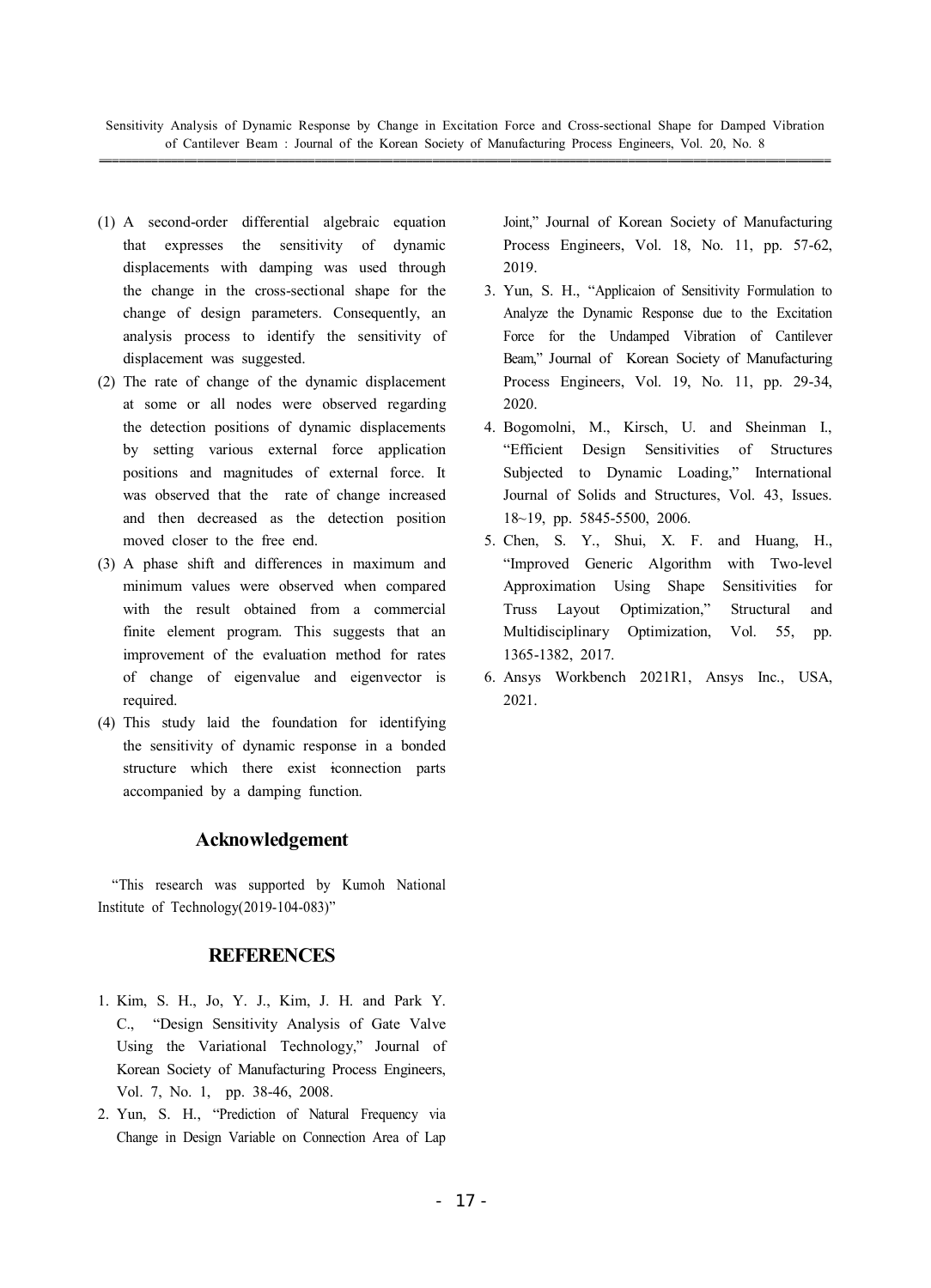(1) A second-order differential algebraic equation that expresses the sensitivity of dynamic displacements with damping was used through the change in the cross-sectional shape for the change of design parameters. Consequently, an analysis process to identify the sensitivity of displacement was suggested.

(2) The rate of change of the dynamic displacement at some or all nodes were observed regarding the detection positions of dynamic displacements by setting various external force application positions and magnitudes of external force. It was observed that the rate of change increased and then decreased as the detection position moved closer to the free end.

(3) A phase shift and differences in maximum and minimum values were observed when compared with the result obtained from a commercial finite element program. This suggests that an improvement of the evaluation method for rates of change of eigenvalue and eigenvector is required.

(4) This study laid the foundation for identifying the sensitivity of dynamic response in a bonded structure which there exist iconnection parts accompanied by a damping function.

## Acknowledgement

"This research was supported by Kumoh National Institute of Technology(2019-104-083)"

## REFERENCES

1. Kim, S. H., Jo, Y. J., Kim, J. H. and Park Y. C., "Design Sensitivity Analysis of Gate Valve Using the Variational Technology," Journal of Korean Society of Manufacturing Process Engineers, Vol. 7, No. 1, pp. 38-46, 2008.
2. Yun, S. H., "Prediction of Natural Frequency via Change in Design Variable on Connection Area of Lap Joint," Journal of Korean Society of Manufacturing Process Engineers, Vol. 18, No. 11, pp. 57-62, 2019.
3. Yun, S. H., "Applicaion of Sensitivity Formulation to Analyze the Dynamic Response due to the Excitation Force for the Undamped Vibration of Cantilever Beam," Journal of Korean Society of Manufacturing Process Engineers, Vol. 19, No. 11, pp. 29-34, 2020.
4. Bogomolni, M., Kirsch, U. and Sheinman I., "Efficient Design Sensitivities of Structures Subjected to Dynamic Loading," International Journal of Solids and Structures, Vol. 43, Issues. 18~19, pp. 5845-5500, 2006.
5. Chen, S. Y., Shui, X. F. and Huang, H., "Improved Generic Algorithm with Two-level Approximation Using Shape Sensitivities for Truss Layout Optimization," Structural and Multidisciplinary Optimization, Vol. 55, pp. 1365-1382, 2017.
6. Ansys Workbench 2021R1, Ansys Inc., USA, 2021.